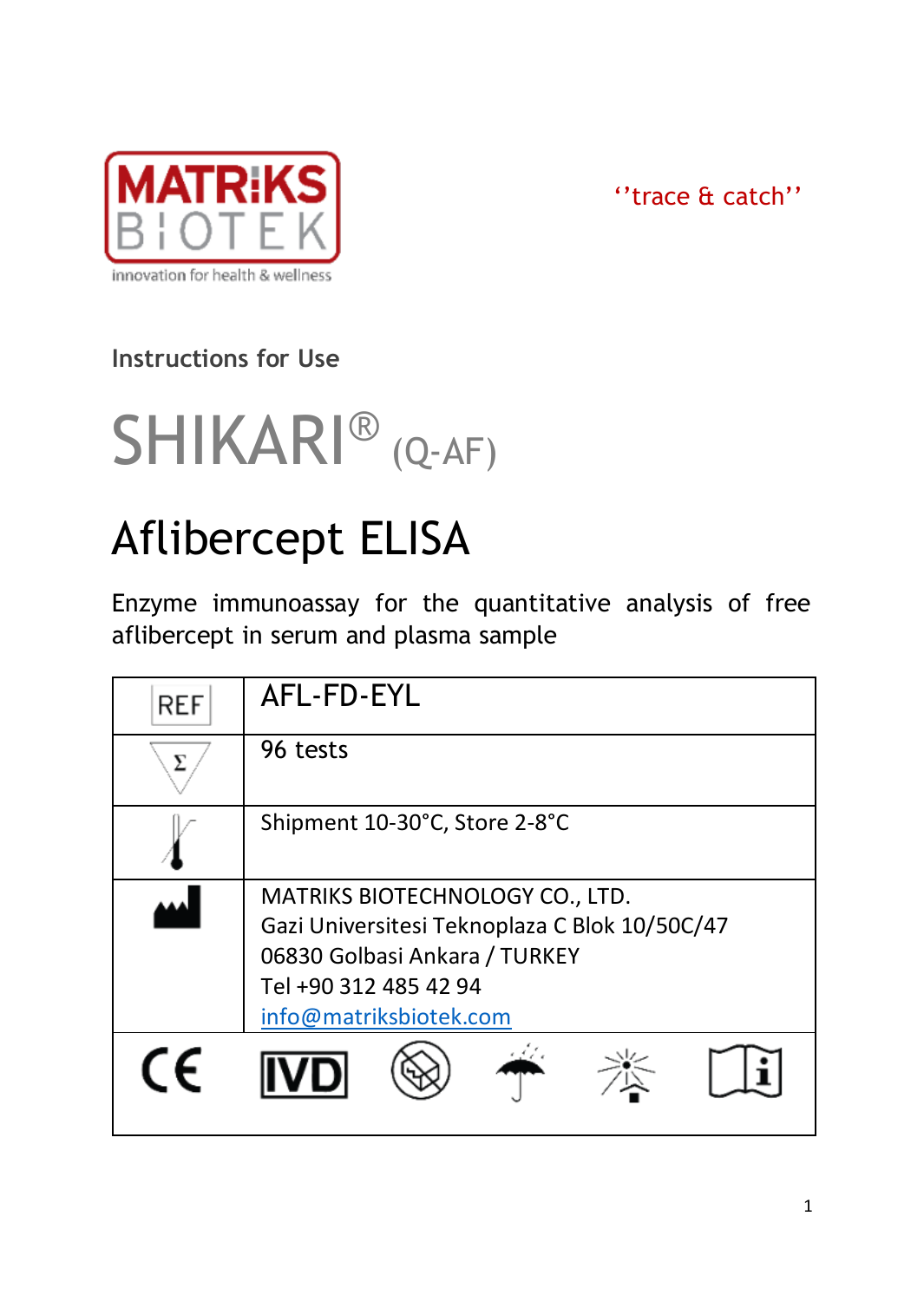MATRIKS BIOTEK

innovation for health & wellness

''trace & catch''

Instructions for Use

# SHIKARI® (Q-AF)

# Aflibercept ELISA

Enzyme immunoassay for the quantitative analysis of free aflibercept in serum and plasma sample

| REF | AFL-FD-EYL |
| --- | --- |
| Σ | 96 tests |
| Temperature limit | Shipment 10-30°C, Store 2-8°C |
| Manufacturer | MATRIKS BIOTECHNOLOGY CO., LTD.<br>Gazi Universitesi Teknoplaza C Blok 10/50C/47<br>06830 Golbasi Ankara / TURKEY<br>Tel +90 312 485 42 94<br>info@matriksbiotek.com |

CE IVD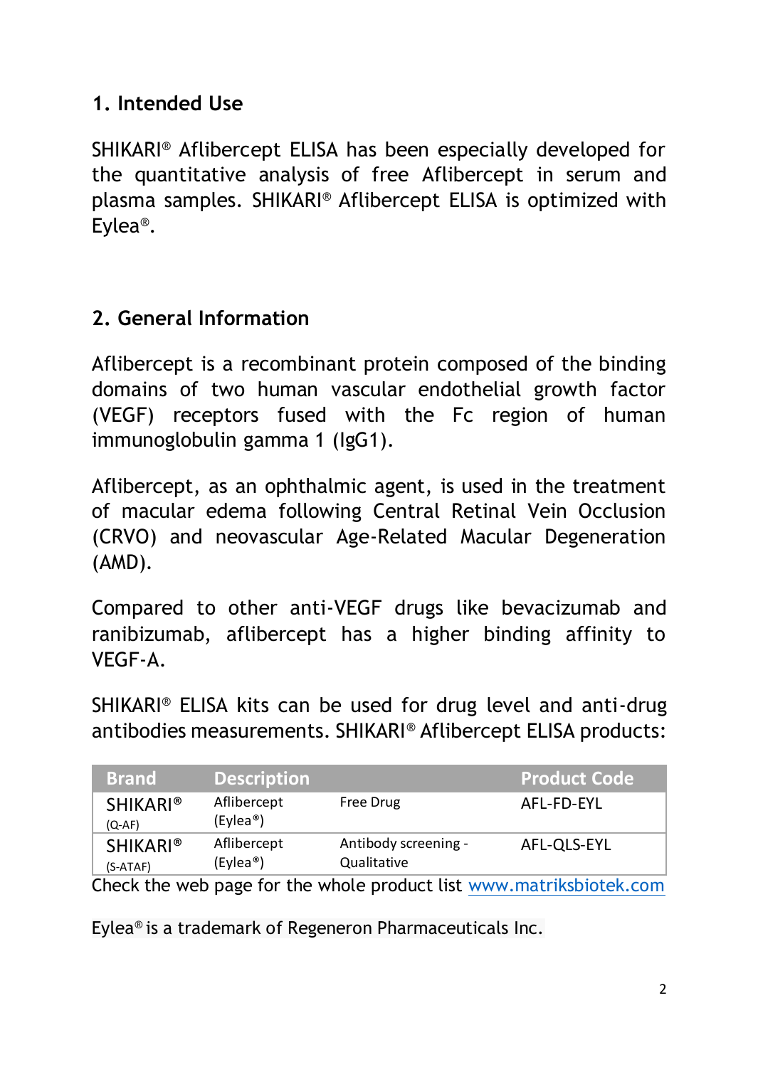## 1. Intended Use

SHIKARI® Aflibercept ELISA has been especially developed for the quantitative analysis of free Aflibercept in serum and plasma samples. SHIKARI® Aflibercept ELISA is optimized with Eylea®.

## 2. General Information

Aflibercept is a recombinant protein composed of the binding domains of two human vascular endothelial growth factor (VEGF) receptors fused with the Fc region of human immunoglobulin gamma 1 (IgG1).

Aflibercept, as an ophthalmic agent, is used in the treatment of macular edema following Central Retinal Vein Occlusion (CRVO) and neovascular Age-Related Macular Degeneration (AMD).

Compared to other anti-VEGF drugs like bevacizumab and ranibizumab, aflibercept has a higher binding affinity to VEGF-A.

SHIKARI® ELISA kits can be used for drug level and anti-drug antibodies measurements. SHIKARI® Aflibercept ELISA products:

| Brand | Description | | Product Code |
|---|---|---|---|
| SHIKARI® (Q-AF) | Aflibercept (Eylea®) | Free Drug | AFL-FD-EYL |
| SHIKARI® (S-ATAF) | Aflibercept (Eylea®) | Antibody screening - Qualitative | AFL-QLS-EYL |

Check the web page for the whole product list www.matriksbiotek.com

Eylea® is a trademark of Regeneron Pharmaceuticals Inc.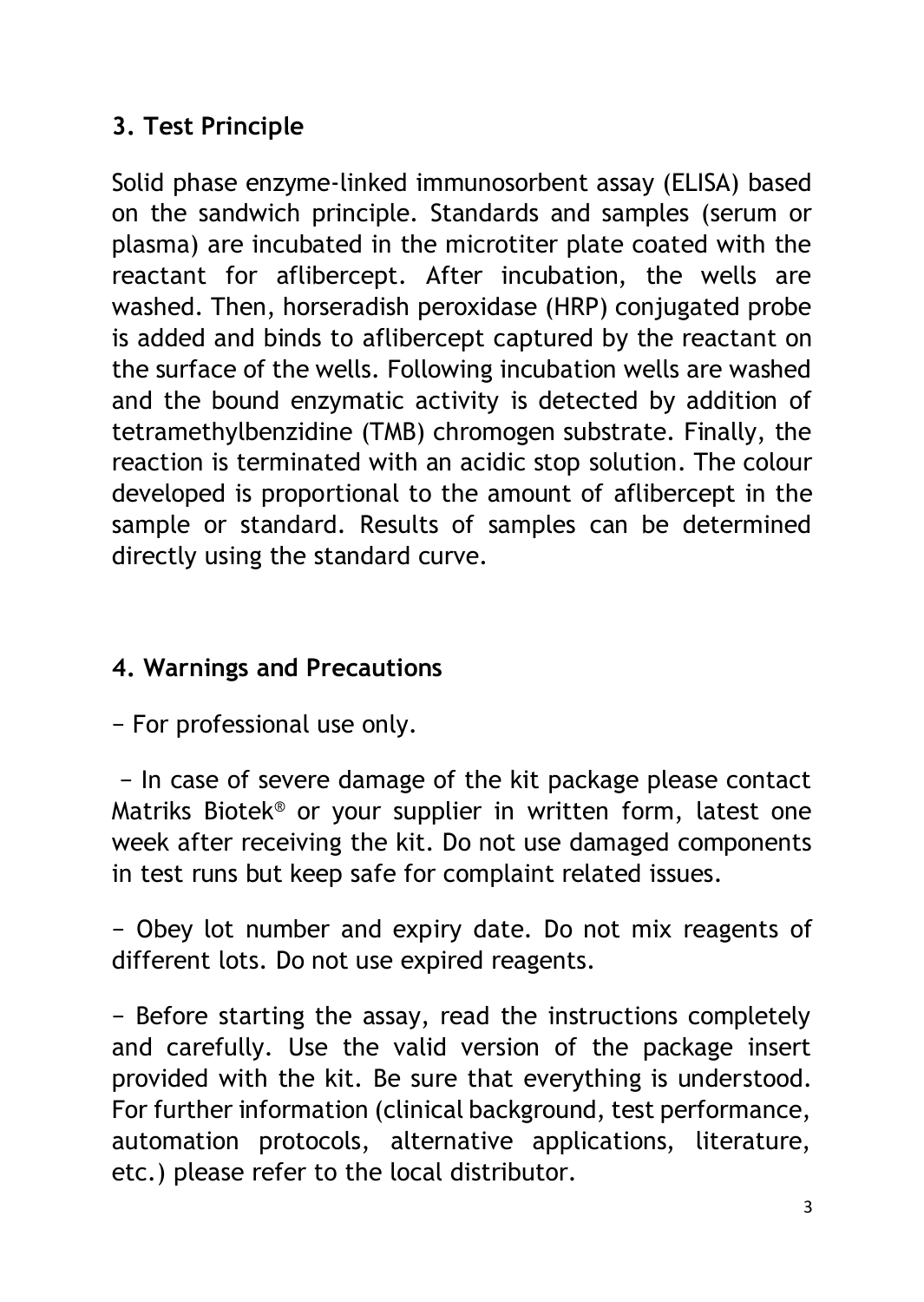## 3. Test Principle

Solid phase enzyme-linked immunosorbent assay (ELISA) based on the sandwich principle. Standards and samples (serum or plasma) are incubated in the microtiter plate coated with the reactant for aflibercept. After incubation, the wells are washed. Then, horseradish peroxidase (HRP) conjugated probe is added and binds to aflibercept captured by the reactant on the surface of the wells. Following incubation wells are washed and the bound enzymatic activity is detected by addition of tetramethylbenzidine (TMB) chromogen substrate. Finally, the reaction is terminated with an acidic stop solution. The colour developed is proportional to the amount of aflibercept in the sample or standard. Results of samples can be determined directly using the standard curve.

## 4. Warnings and Precautions

− For professional use only.

− In case of severe damage of the kit package please contact Matriks Biotek® or your supplier in written form, latest one week after receiving the kit. Do not use damaged components in test runs but keep safe for complaint related issues.

− Obey lot number and expiry date. Do not mix reagents of different lots. Do not use expired reagents.

− Before starting the assay, read the instructions completely and carefully. Use the valid version of the package insert provided with the kit. Be sure that everything is understood. For further information (clinical background, test performance, automation protocols, alternative applications, literature, etc.) please refer to the local distributor.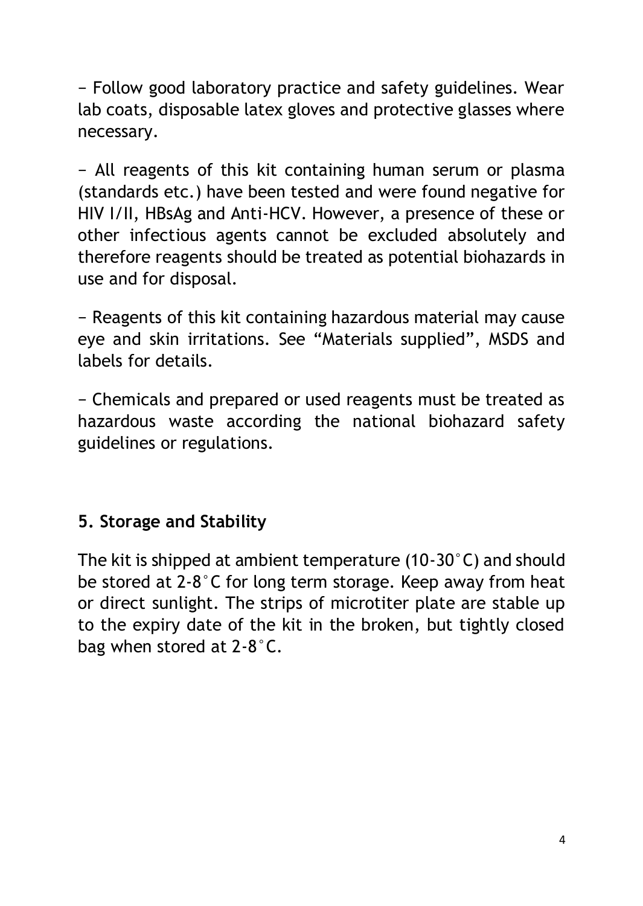− Follow good laboratory practice and safety guidelines. Wear lab coats, disposable latex gloves and protective glasses where necessary.

− All reagents of this kit containing human serum or plasma (standards etc.) have been tested and were found negative for HIV I/II, HBsAg and Anti-HCV. However, a presence of these or other infectious agents cannot be excluded absolutely and therefore reagents should be treated as potential biohazards in use and for disposal.

− Reagents of this kit containing hazardous material may cause eye and skin irritations. See “Materials supplied”, MSDS and labels for details.

− Chemicals and prepared or used reagents must be treated as hazardous waste according the national biohazard safety guidelines or regulations.

## 5. Storage and Stability

The kit is shipped at ambient temperature (10-30°C) and should be stored at 2-8°C for long term storage. Keep away from heat or direct sunlight. The strips of microtiter plate are stable up to the expiry date of the kit in the broken, but tightly closed bag when stored at 2-8°C.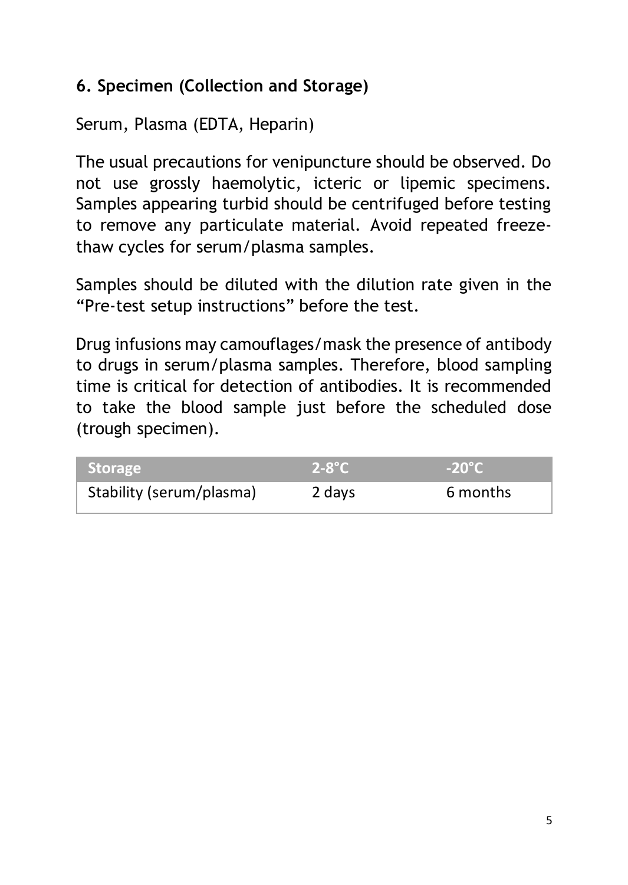## 6. Specimen (Collection and Storage)

Serum, Plasma (EDTA, Heparin)

The usual precautions for venipuncture should be observed. Do not use grossly haemolytic, icteric or lipemic specimens. Samples appearing turbid should be centrifuged before testing to remove any particulate material. Avoid repeated freeze-thaw cycles for serum/plasma samples.

Samples should be diluted with the dilution rate given in the "Pre-test setup instructions" before the test.

Drug infusions may camouflages/mask the presence of antibody to drugs in serum/plasma samples. Therefore, blood sampling time is critical for detection of antibodies. It is recommended to take the blood sample just before the scheduled dose (trough specimen).

| Storage | 2-8°C | -20°C |
|---|---|---|
| Stability (serum/plasma) | 2 days | 6 months |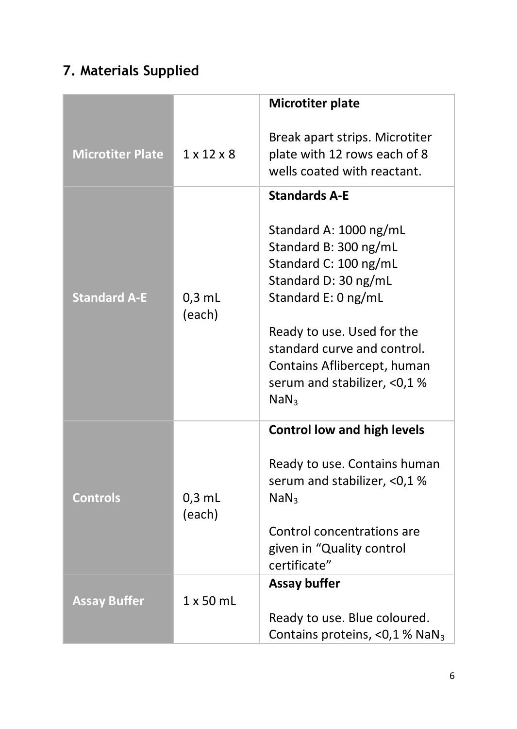## 7. Materials Supplied

| | | |
|---|---|---|
| **Microtiter Plate** | 1 x 12 x 8 | **Microtiter plate**<br><br>Break apart strips. Microtiter plate with 12 rows each of 8 wells coated with reactant. |
| **Standard A-E** | 0,3 mL (each) | **Standards A-E**<br><br>Standard A: 1000 ng/mL<br>Standard B: 300 ng/mL<br>Standard C: 100 ng/mL<br>Standard D: 30 ng/mL<br>Standard E: 0 ng/mL<br><br>Ready to use. Used for the standard curve and control. Contains Aflibercept, human serum and stabilizer, <0,1 % $NaN_3$ |
| **Controls** | 0,3 mL (each) | **Control low and high levels**<br><br>Ready to use. Contains human serum and stabilizer, <0,1 % $NaN_3$<br><br>Control concentrations are given in "Quality control certificate" |
| **Assay Buffer** | 1 x 50 mL | **Assay buffer**<br><br>Ready to use. Blue coloured. Contains proteins, <0,1 % $NaN_3$ |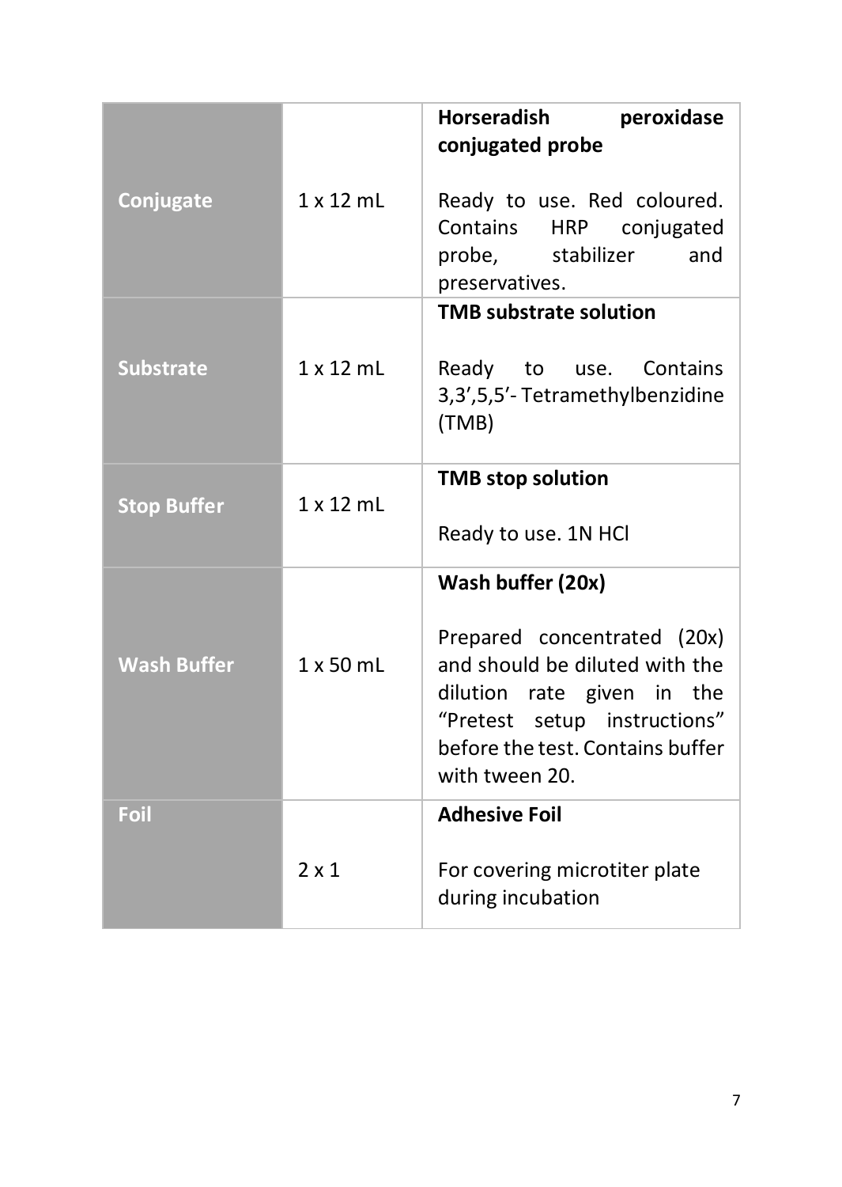| | | |
|---|---|---|
| **Conjugate** | 1 x 12 mL | **Horseradish peroxidase conjugated probe**<br><br>Ready to use. Red coloured. Contains HRP conjugated probe, stabilizer and preservatives. |
| **Substrate** | 1 x 12 mL | **TMB substrate solution**<br><br>Ready to use. Contains 3,3',5,5'- Tetramethylbenzidine (TMB) |
| **Stop Buffer** | 1 x 12 mL | **TMB stop solution**<br><br>Ready to use. 1N HCl |
| **Wash Buffer** | 1 x 50 mL | **Wash buffer (20x)**<br><br>Prepared concentrated (20x) and should be diluted with the dilution rate given in the "Pretest setup instructions" before the test. Contains buffer with tween 20. |
| **Foil** | 2 x 1 | **Adhesive Foil**<br><br>For covering microtiter plate during incubation |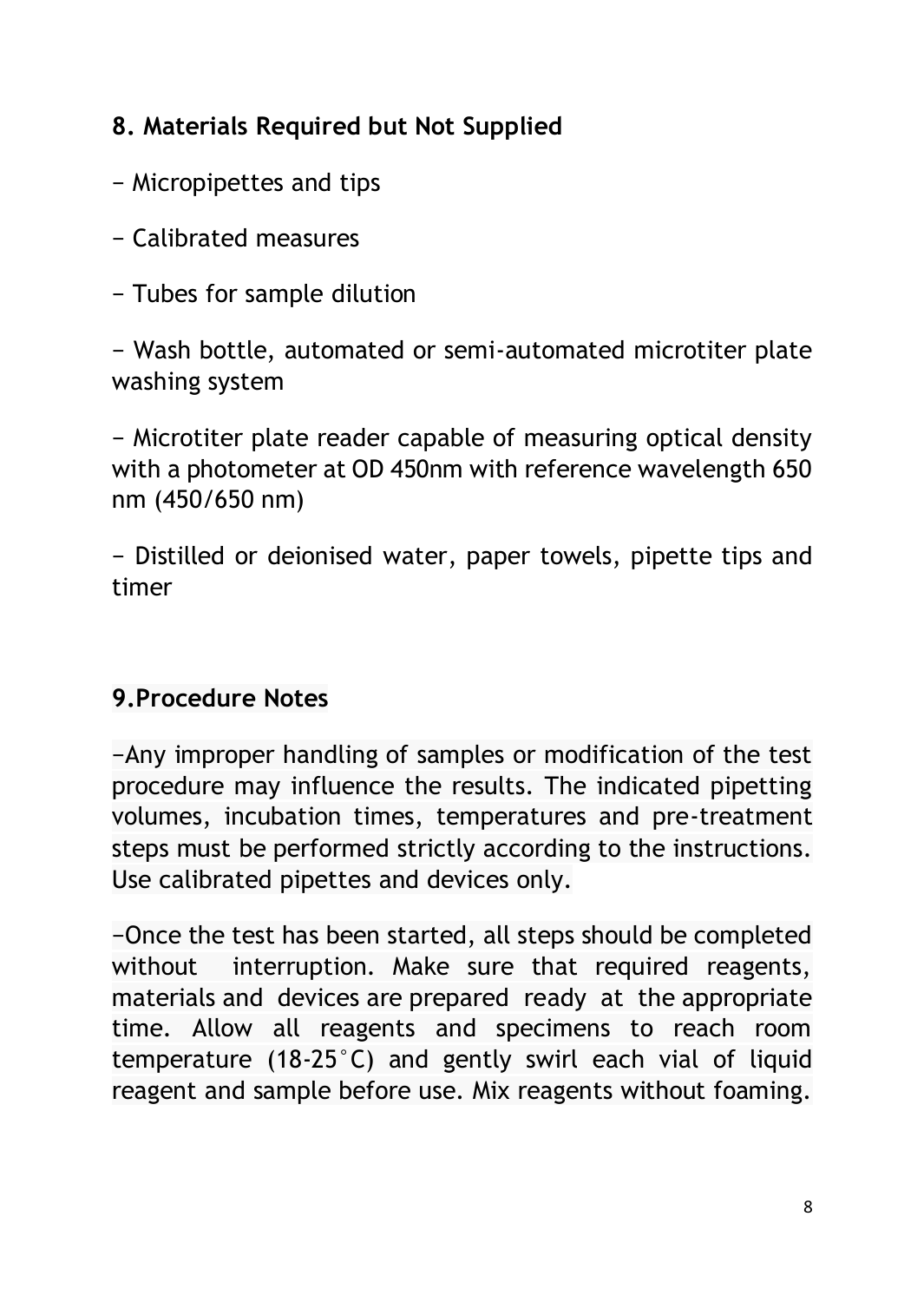## 8. Materials Required but Not Supplied

− Micropipettes and tips

− Calibrated measures

− Tubes for sample dilution

− Wash bottle, automated or semi-automated microtiter plate washing system

− Microtiter plate reader capable of measuring optical density with a photometer at OD 450nm with reference wavelength 650 nm (450/650 nm)

− Distilled or deionised water, paper towels, pipette tips and timer

## 9.Procedure Notes

−Any improper handling of samples or modification of the test procedure may influence the results. The indicated pipetting volumes, incubation times, temperatures and pre-treatment steps must be performed strictly according to the instructions. Use calibrated pipettes and devices only.

−Once the test has been started, all steps should be completed without interruption. Make sure that required reagents, materials and devices are prepared ready at the appropriate time. Allow all reagents and specimens to reach room temperature (18-25°C) and gently swirl each vial of liquid reagent and sample before use. Mix reagents without foaming.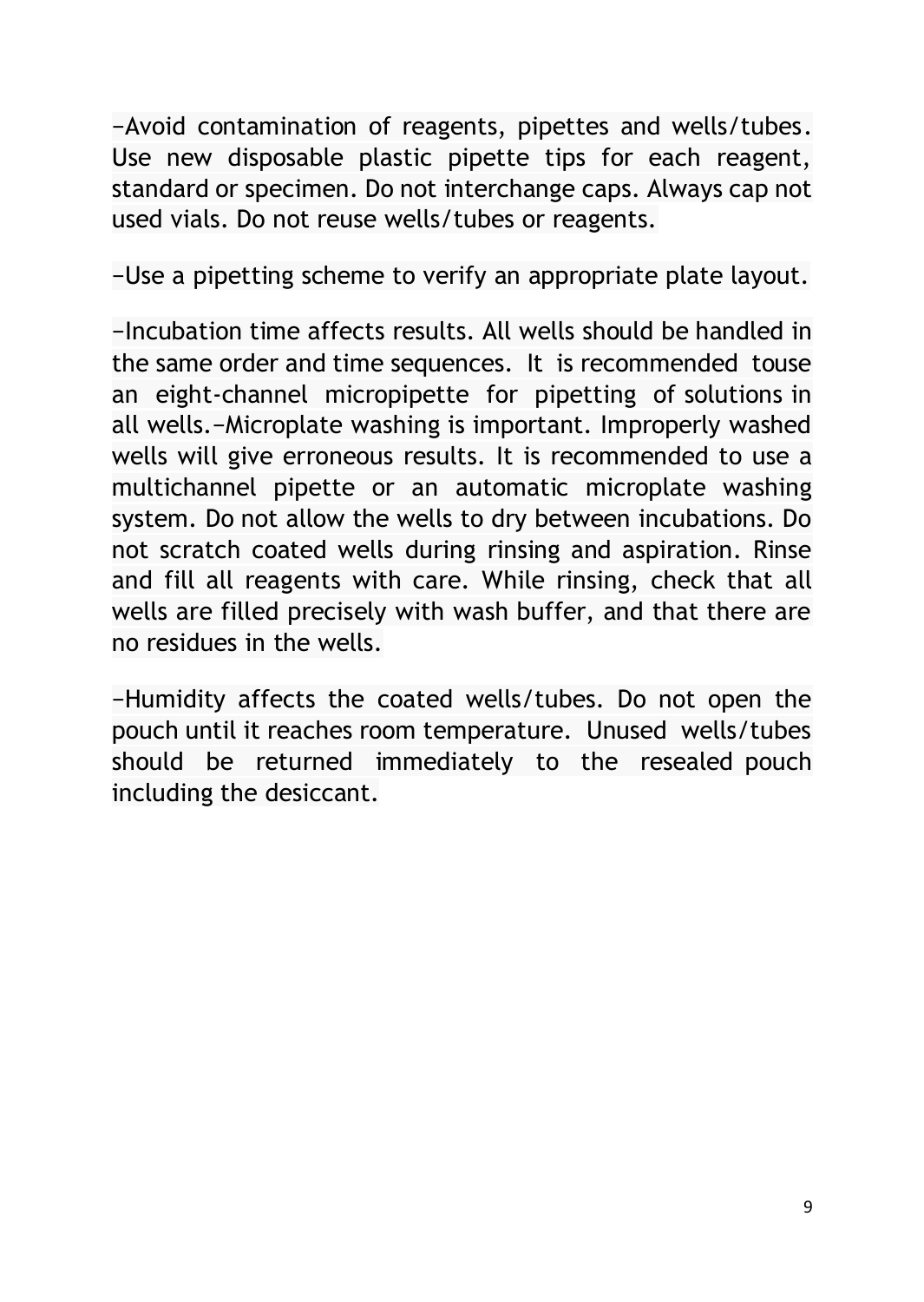−Avoid contamination of reagents, pipettes and wells/tubes. Use new disposable plastic pipette tips for each reagent, standard or specimen. Do not interchange caps. Always cap not used vials. Do not reuse wells/tubes or reagents.

−Use a pipetting scheme to verify an appropriate plate layout.

−Incubation time affects results. All wells should be handled in the same order and time sequences. It is recommended touse an eight-channel micropipette for pipetting of solutions in all wells.−Microplate washing is important. Improperly washed wells will give erroneous results. It is recommended to use a multichannel pipette or an automatic microplate washing system. Do not allow the wells to dry between incubations. Do not scratch coated wells during rinsing and aspiration. Rinse and fill all reagents with care. While rinsing, check that all wells are filled precisely with wash buffer, and that there are no residues in the wells.

−Humidity affects the coated wells/tubes. Do not open the pouch until it reaches room temperature. Unused wells/tubes should be returned immediately to the resealed pouch including the desiccant.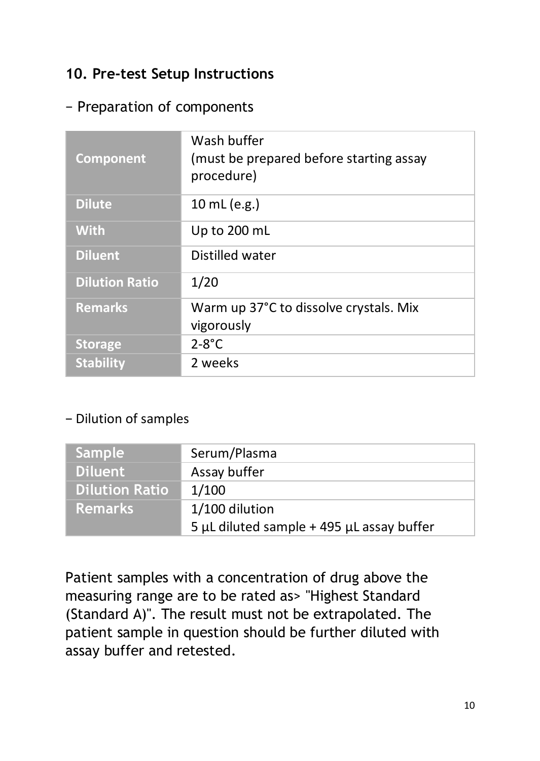## 10. Pre-test Setup Instructions

− Preparation of components

| Component | Wash buffer<br>(must be prepared before starting assay procedure) |
|---|---|
| Dilute | 10 mL (e.g.) |
| With | Up to 200 mL |
| Diluent | Distilled water |
| Dilution Ratio | 1/20 |
| Remarks | Warm up 37°C to dissolve crystals. Mix vigorously |
| Storage | 2-8°C |
| Stability | 2 weeks |

− Dilution of samples

| Sample | Serum/Plasma |
|---|---|
| Diluent | Assay buffer |
| Dilution Ratio | 1/100 |
| Remarks | 1/100 dilution<br>5 µL diluted sample + 495 µL assay buffer |

Patient samples with a concentration of drug above the measuring range are to be rated as> "Highest Standard (Standard A)". The result must not be extrapolated. The patient sample in question should be further diluted with assay buffer and retested.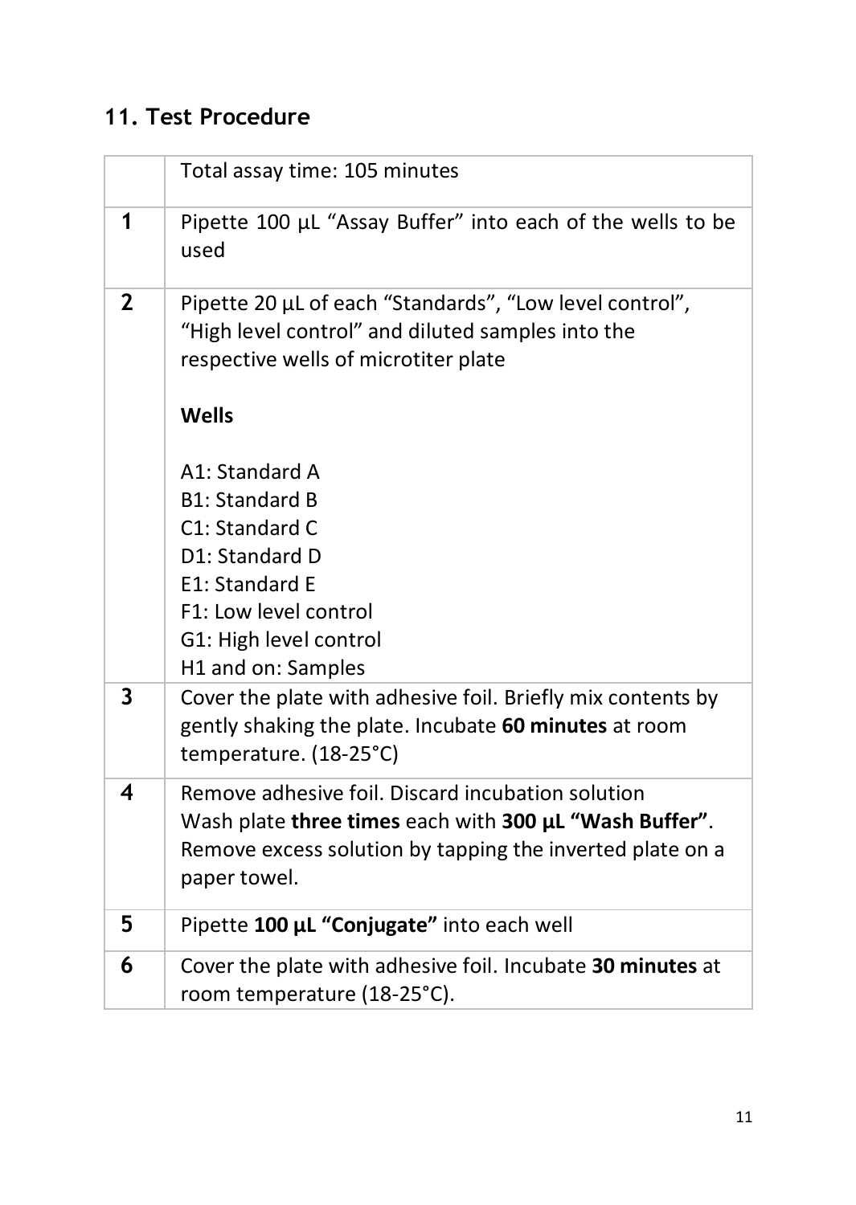## 11. Test Procedure

| | Total assay time: 105 minutes |
|---|---|
| **1** | Pipette 100 µL "Assay Buffer" into each of the wells to be used |
| **2** | Pipette 20 µL of each "Standards", "Low level control", "High level control" and diluted samples into the respective wells of microtiter plate<br><br>**Wells**<br><br>A1: Standard A<br>B1: Standard B<br>C1: Standard C<br>D1: Standard D<br>E1: Standard E<br>F1: Low level control<br>G1: High level control<br>H1 and on: Samples |
| **3** | Cover the plate with adhesive foil. Briefly mix contents by gently shaking the plate. Incubate **60 minutes** at room temperature. (18-25°C) |
| **4** | Remove adhesive foil. Discard incubation solution<br>Wash plate **three times** each with **300 µL "Wash Buffer"**.<br>Remove excess solution by tapping the inverted plate on a paper towel. |
| **5** | Pipette **100 µL "Conjugate"** into each well |
| **6** | Cover the plate with adhesive foil. Incubate **30 minutes** at room temperature (18-25°C). |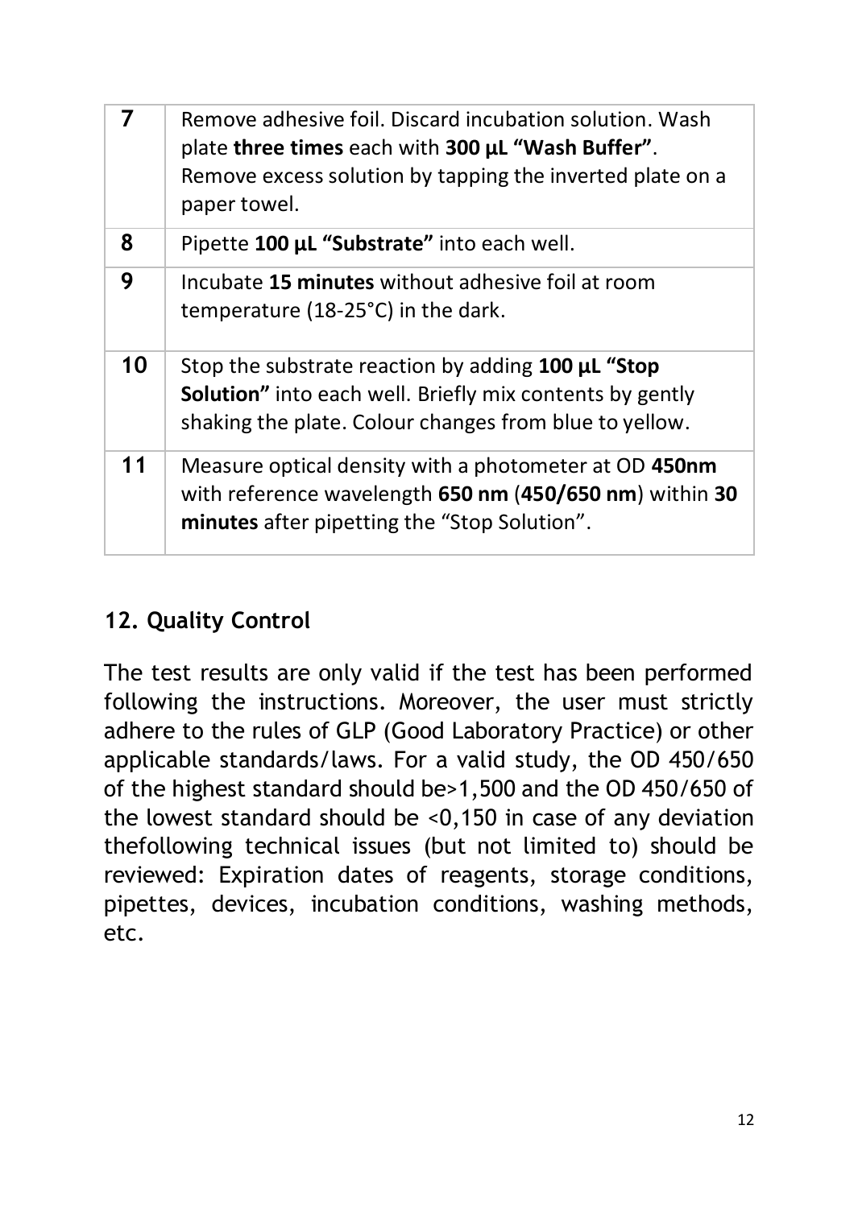| | |
|---|---|
| **7** | Remove adhesive foil. Discard incubation solution. Wash plate **three times** each with **300 µL "Wash Buffer"**. Remove excess solution by tapping the inverted plate on a paper towel. |
| **8** | Pipette **100 µL "Substrate"** into each well. |
| **9** | Incubate **15 minutes** without adhesive foil at room temperature (18-25°C) in the dark. |
| **10** | Stop the substrate reaction by adding **100 µL "Stop Solution"** into each well. Briefly mix contents by gently shaking the plate. Colour changes from blue to yellow. |
| **11** | Measure optical density with a photometer at OD **450nm** with reference wavelength **650 nm** (**450/650 nm**) within **30 minutes** after pipetting the "Stop Solution". |

## 12. Quality Control

The test results are only valid if the test has been performed following the instructions. Moreover, the user must strictly adhere to the rules of GLP (Good Laboratory Practice) or other applicable standards/laws. For a valid study, the OD 450/650 of the highest standard should be>1,500 and the OD 450/650 of the lowest standard should be <0,150 in case of any deviation thefollowing technical issues (but not limited to) should be reviewed: Expiration dates of reagents, storage conditions, pipettes, devices, incubation conditions, washing methods, etc.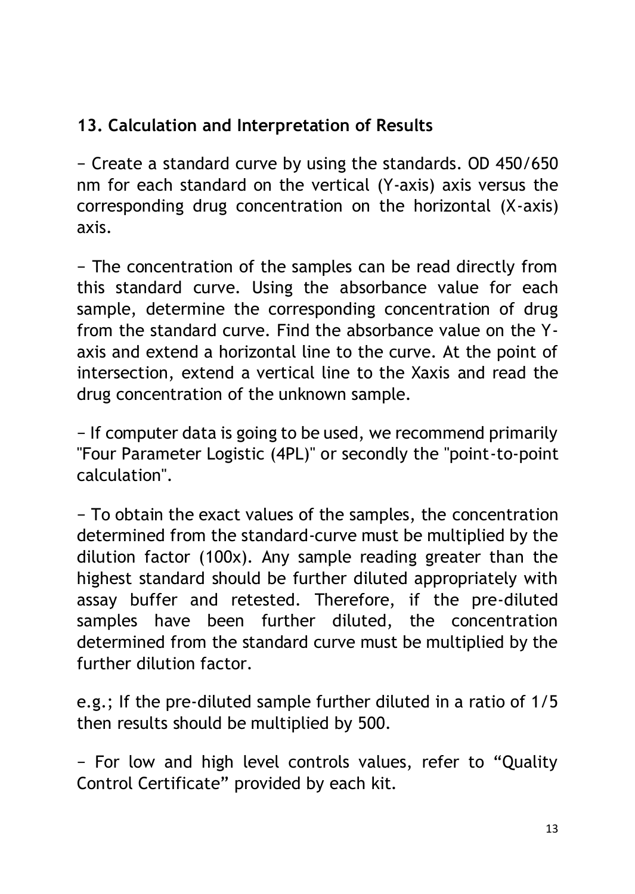## 13. Calculation and Interpretation of Results

− Create a standard curve by using the standards. OD 450/650 nm for each standard on the vertical (Y-axis) axis versus the corresponding drug concentration on the horizontal (X-axis) axis.

− The concentration of the samples can be read directly from this standard curve. Using the absorbance value for each sample, determine the corresponding concentration of drug from the standard curve. Find the absorbance value on the Y-axis and extend a horizontal line to the curve. At the point of intersection, extend a vertical line to the Xaxis and read the drug concentration of the unknown sample.

− If computer data is going to be used, we recommend primarily "Four Parameter Logistic (4PL)" or secondly the "point-to-point calculation".

− To obtain the exact values of the samples, the concentration determined from the standard-curve must be multiplied by the dilution factor (100x). Any sample reading greater than the highest standard should be further diluted appropriately with assay buffer and retested. Therefore, if the pre-diluted samples have been further diluted, the concentration determined from the standard curve must be multiplied by the further dilution factor.

e.g.; If the pre-diluted sample further diluted in a ratio of 1/5 then results should be multiplied by 500.

− For low and high level controls values, refer to "Quality Control Certificate" provided by each kit.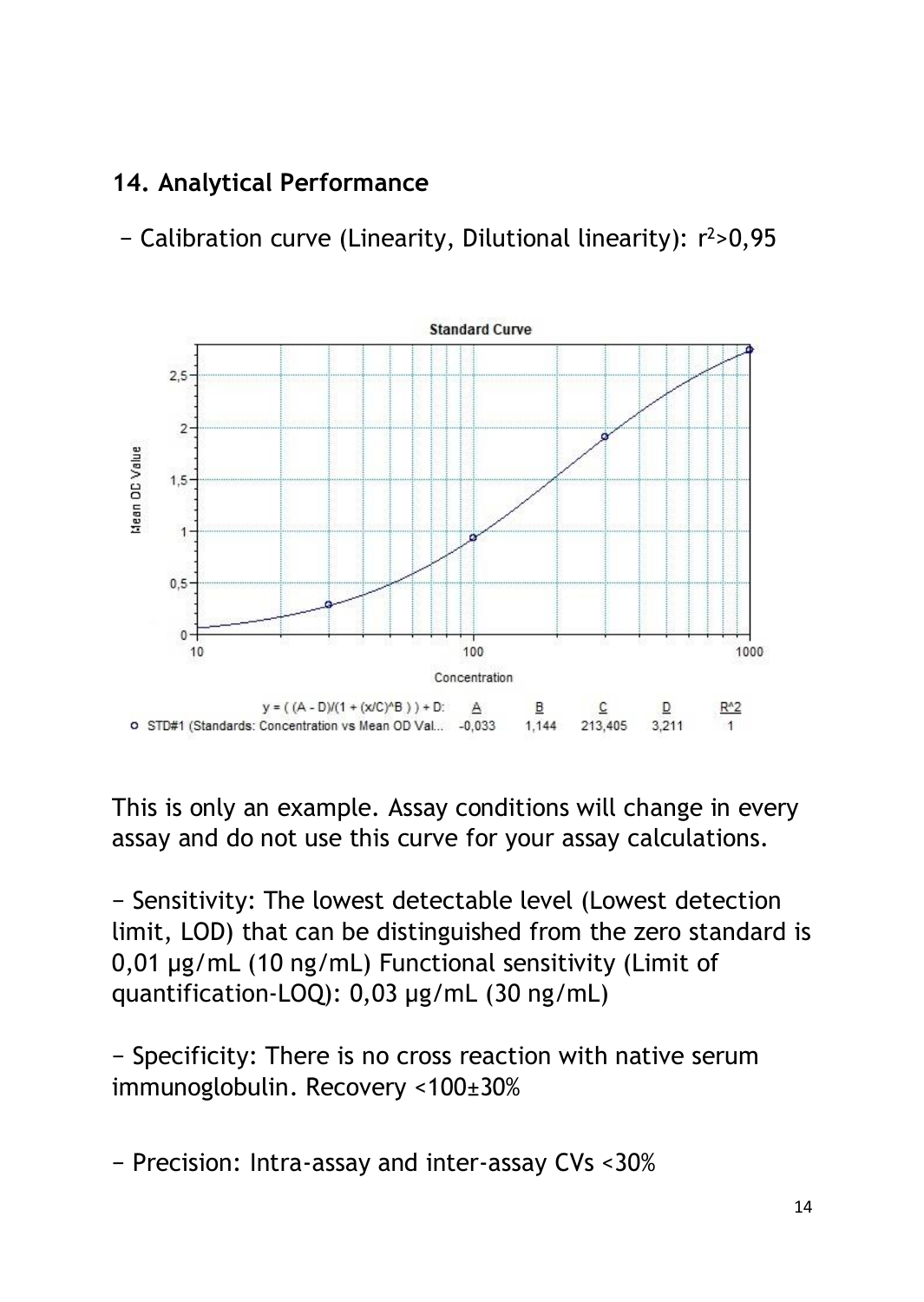## 14. Analytical Performance

− Calibration curve (Linearity, Dilutional linearity): $r^2$>0,95

This is only an example. Assay conditions will change in every assay and do not use this curve for your assay calculations.

− Sensitivity: The lowest detectable level (Lowest detection limit, LOD) that can be distinguished from the zero standard is 0,01 µg/mL (10 ng/mL) Functional sensitivity (Limit of quantification-LOQ): 0,03 µg/mL (30 ng/mL)

− Specificity: There is no cross reaction with native serum immunoglobulin. Recovery <100±30%

− Precision: Intra-assay and inter-assay CVs <30%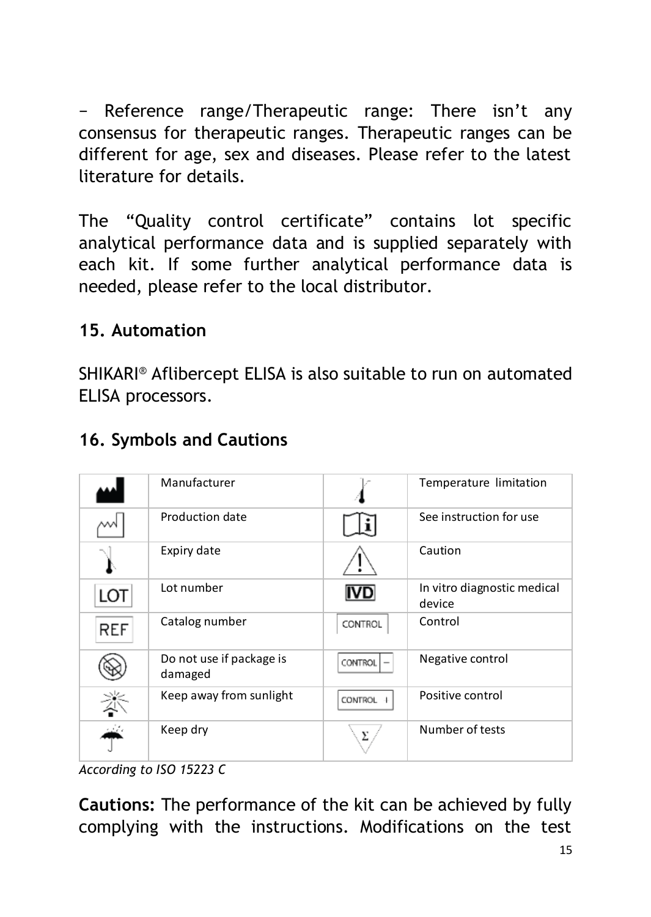− Reference range/Therapeutic range: There isn't any consensus for therapeutic ranges. Therapeutic ranges can be different for age, sex and diseases. Please refer to the latest literature for details.

The "Quality control certificate" contains lot specific analytical performance data and is supplied separately with each kit. If some further analytical performance data is needed, please refer to the local distributor.

## 15. Automation

SHIKARI® Aflibercept ELISA is also suitable to run on automated ELISA processors.

## 16. Symbols and Cautions

| Symbol | Meaning | Symbol | Meaning |
|---|---|---|---|
| | Manufacturer | | Temperature limitation |
| | Production date | | See instruction for use |
| | Expiry date | | Caution |
| LOT | Lot number | IVD | In vitro diagnostic medical device |
| REF | Catalog number | CONTROL | Control |
| | Do not use if package is damaged | CONTROL − | Negative control |
| | Keep away from sunlight | CONTROL + | Positive control |
| | Keep dry | Σ | Number of tests |

*According to ISO 15223 C*

**Cautions:** The performance of the kit can be achieved by fully complying with the instructions. Modifications on the test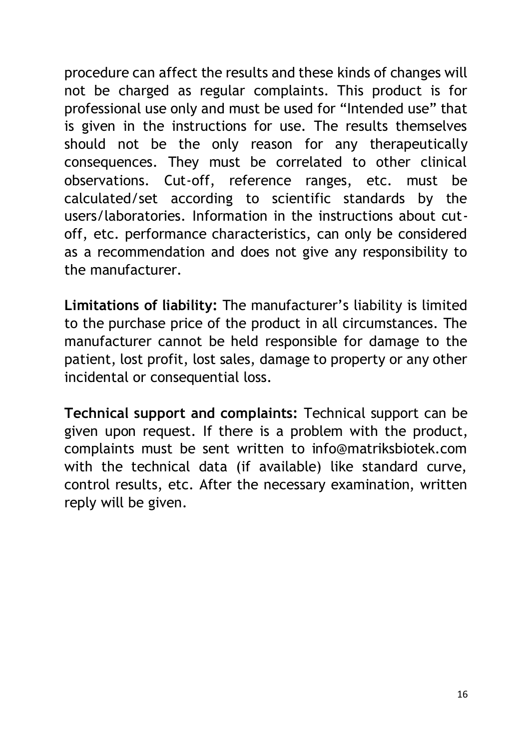procedure can affect the results and these kinds of changes will not be charged as regular complaints. This product is for professional use only and must be used for "Intended use" that is given in the instructions for use. The results themselves should not be the only reason for any therapeutically consequences. They must be correlated to other clinical observations. Cut-off, reference ranges, etc. must be calculated/set according to scientific standards by the users/laboratories. Information in the instructions about cut-off, etc. performance characteristics, can only be considered as a recommendation and does not give any responsibility to the manufacturer.

**Limitations of liability:** The manufacturer's liability is limited to the purchase price of the product in all circumstances. The manufacturer cannot be held responsible for damage to the patient, lost profit, lost sales, damage to property or any other incidental or consequential loss.

**Technical support and complaints:** Technical support can be given upon request. If there is a problem with the product, complaints must be sent written to info@matriksbiotek.com with the technical data (if available) like standard curve, control results, etc. After the necessary examination, written reply will be given.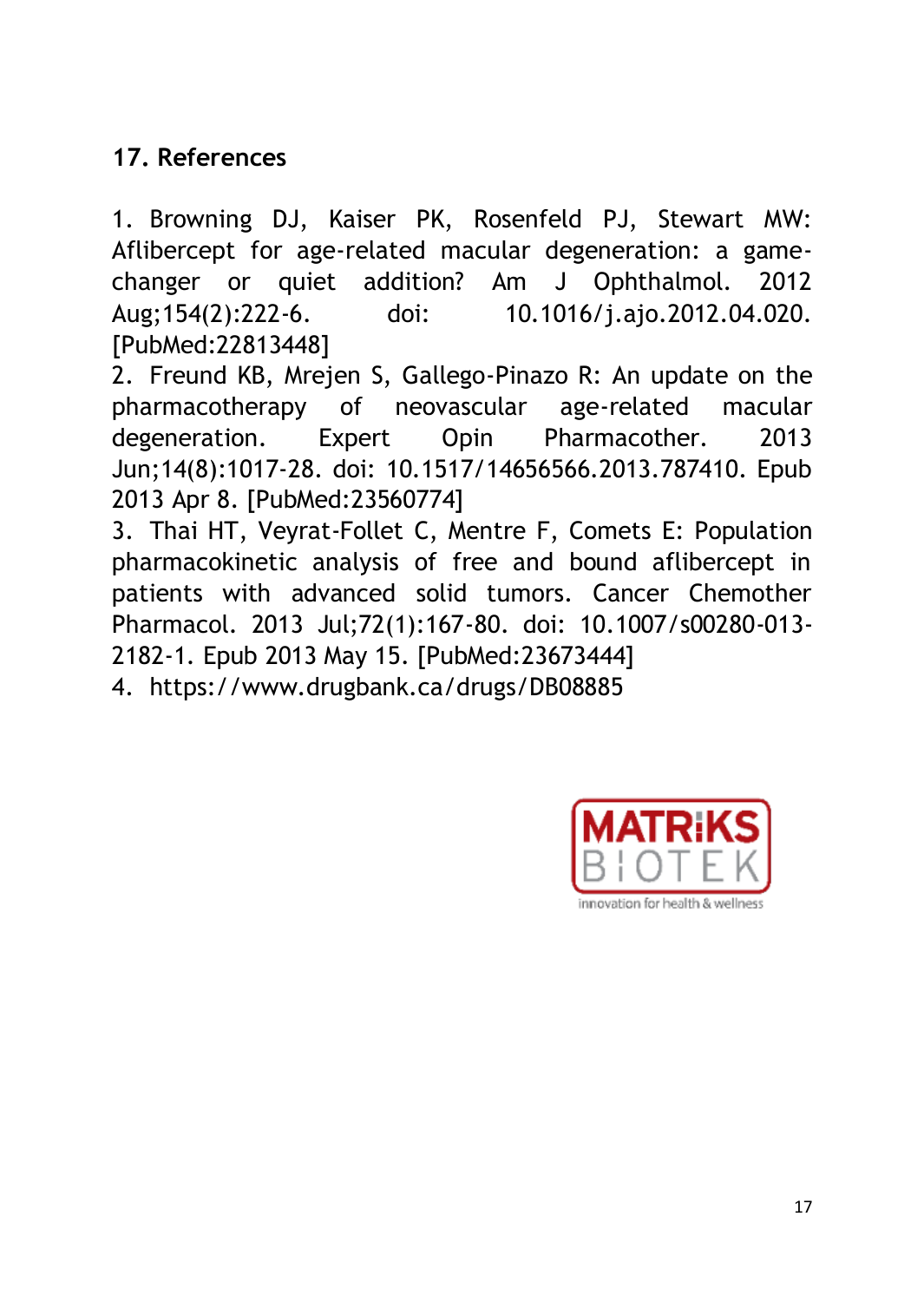## 17. References

1. Browning DJ, Kaiser PK, Rosenfeld PJ, Stewart MW: Aflibercept for age-related macular degeneration: a game-changer or quiet addition? Am J Ophthalmol. 2012 Aug;154(2):222-6. doi: 10.1016/j.ajo.2012.04.020. [PubMed:22813448]
2. Freund KB, Mrejen S, Gallego-Pinazo R: An update on the pharmacotherapy of neovascular age-related macular degeneration. Expert Opin Pharmacother. 2013 Jun;14(8):1017-28. doi: 10.1517/14656566.2013.787410. Epub 2013 Apr 8. [PubMed:23560774]
3. Thai HT, Veyrat-Follet C, Mentre F, Comets E: Population pharmacokinetic analysis of free and bound aflibercept in patients with advanced solid tumors. Cancer Chemother Pharmacol. 2013 Jul;72(1):167-80. doi: 10.1007/s00280-013-2182-1. Epub 2013 May 15. [PubMed:23673444]
4. https://www.drugbank.ca/drugs/DB08885

MATRIKS BIOTEK
innovation for health & wellness